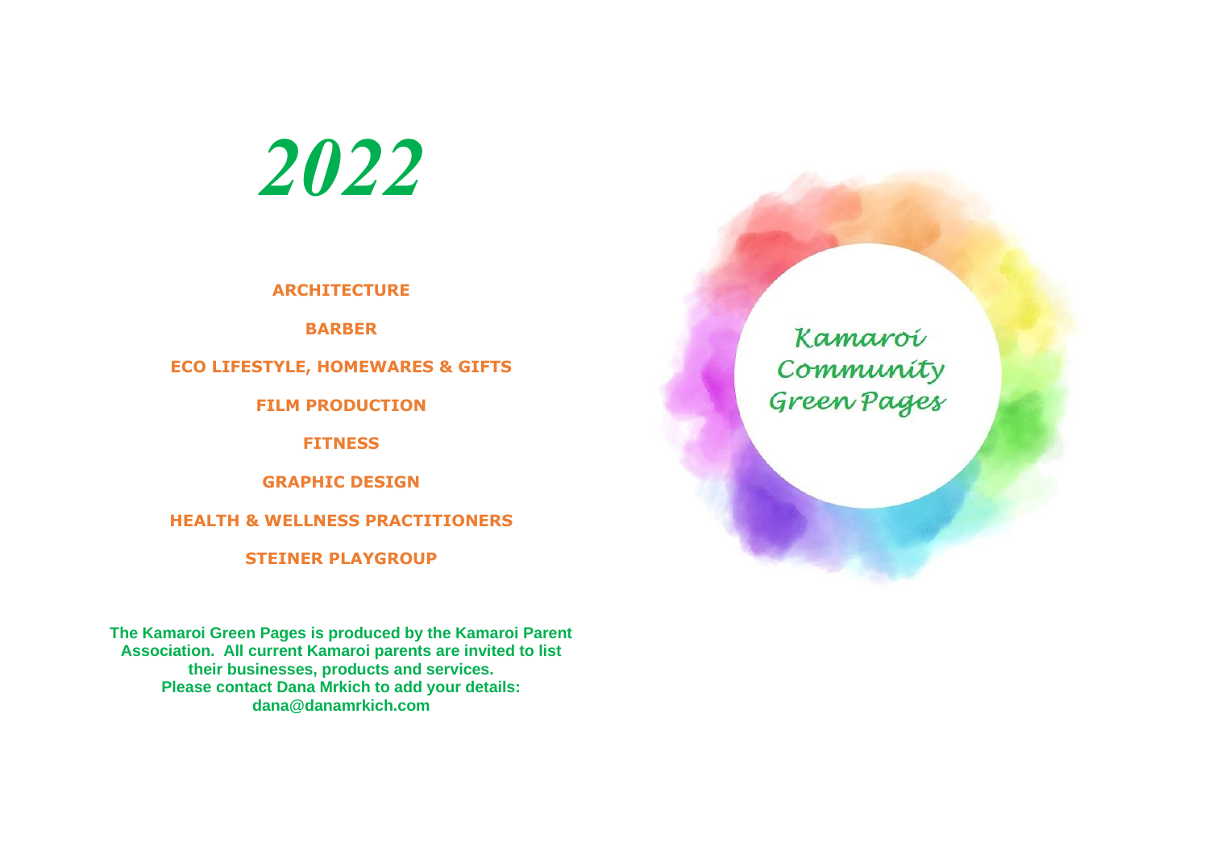# *2022*

**ARCHITECTURE**

**BARBER**

**ECO LIFESTYLE, HOMEWARES & GIFTS**

**FILM PRODUCTION**

**FITNESS**

**GRAPHIC DESIGN**

**HEALTH & WELLNESS PRACTITIONERS**

**STEINER PLAYGROUP**

**The Kamaroi Green Pages is produced by the Kamaroi Parent Association. All current Kamaroi parents are invited to list their businesses, products and services.**
**Please contact Dana Mrkich to add your details:**
**dana@danamrkich.com**

Kamaroi Community Green Pages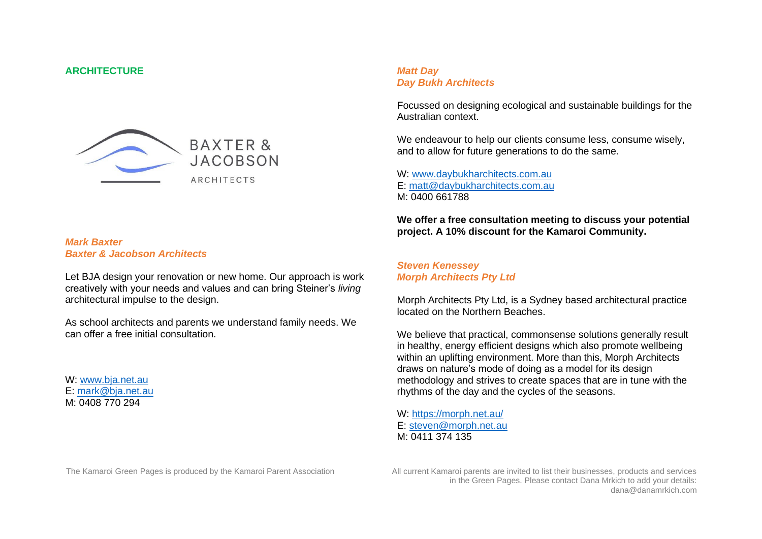## ARCHITECTURE

BAXTER & JACOBSON ARCHITECTS

***Mark Baxter***
***Baxter & Jacobson Architects***

Let BJA design your renovation or new home. Our approach is work creatively with your needs and values and can bring Steiner's *living* architectural impulse to the design.

As school architects and parents we understand family needs. We can offer a free initial consultation.

W: www.bja.net.au
E: mark@bja.net.au
M: 0408 770 294

***Matt Day***
***Day Bukh Architects***

Focussed on designing ecological and sustainable buildings for the Australian context.

We endeavour to help our clients consume less, consume wisely, and to allow for future generations to do the same.

W: www.daybukharchitects.com.au
E: matt@daybukharchitects.com.au
M: 0400 661788

**We offer a free consultation meeting to discuss your potential project. A 10% discount for the Kamaroi Community.**

***Steven Kenessey***
***Morph Architects Pty Ltd***

Morph Architects Pty Ltd, is a Sydney based architectural practice located on the Northern Beaches.

We believe that practical, commonsense solutions generally result in healthy, energy efficient designs which also promote wellbeing within an uplifting environment. More than this, Morph Architects draws on nature's mode of doing as a model for its design methodology and strives to create spaces that are in tune with the rhythms of the day and the cycles of the seasons.

W: https://morph.net.au/
E: steven@morph.net.au
M: 0411 374 135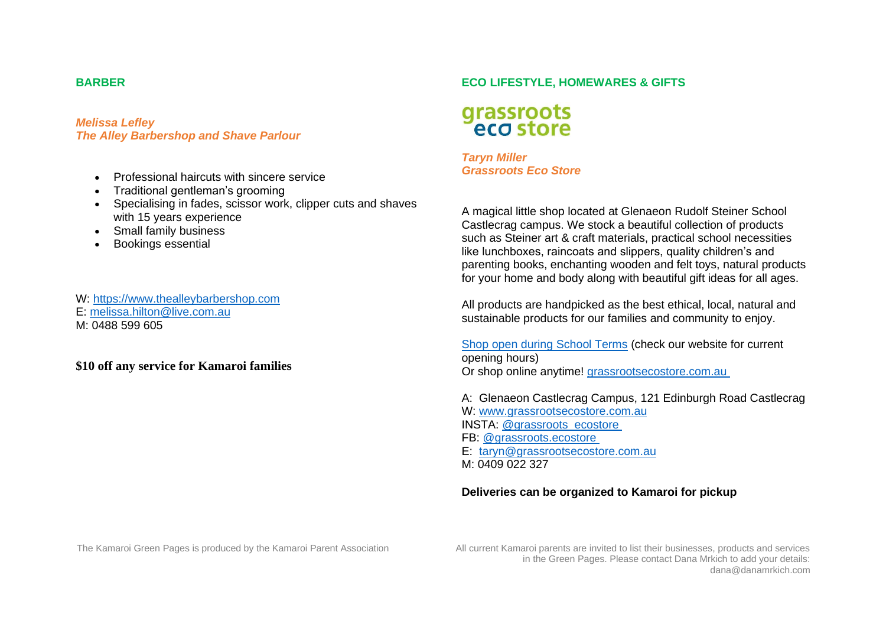## BARBER

***Melissa Lefley***
***The Alley Barbershop and Shave Parlour***

- Professional haircuts with sincere service
- Traditional gentleman's grooming
- Specialising in fades, scissor work, clipper cuts and shaves with 15 years experience
- Small family business
- Bookings essential

W: https://www.thealleybarbershop.com
E: melissa.hilton@live.com.au
M: 0488 599 605

**$10 off any service for Kamaroi families**

## ECO LIFESTYLE, HOMEWARES & GIFTS

grassroots eco store

***Taryn Miller***
***Grassroots Eco Store***

A magical little shop located at Glenaeon Rudolf Steiner School Castlecrag campus. We stock a beautiful collection of products such as Steiner art & craft materials, practical school necessities like lunchboxes, raincoats and slippers, quality children's and parenting books, enchanting wooden and felt toys, natural products for your home and body along with beautiful gift ideas for all ages.

All products are handpicked as the best ethical, local, natural and sustainable products for our families and community to enjoy.

Shop open during School Terms (check our website for current opening hours)
Or shop online anytime! grassrootsecostore.com.au

A: Glenaeon Castlecrag Campus, 121 Edinburgh Road Castlecrag
W: www.grassrootsecostore.com.au
INSTA: @grassroots_ecostore
FB: @grassroots.ecostore
E: taryn@grassrootsecostore.com.au
M: 0409 022 327

**Deliveries can be organized to Kamaroi for pickup**

The Kamaroi Green Pages is produced by the Kamaroi Parent Association

All current Kamaroi parents are invited to list their businesses, products and services in the Green Pages. Please contact Dana Mrkich to add your details: dana@danamrkich.com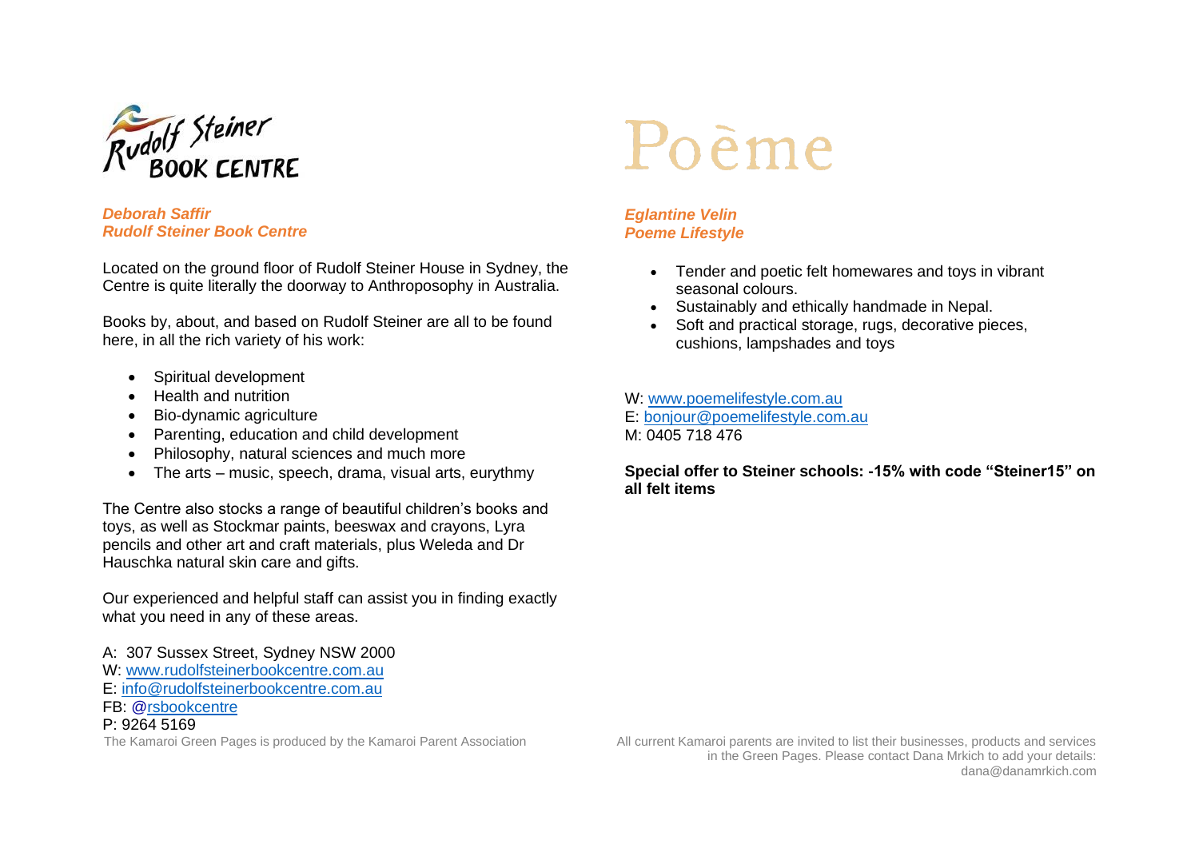Rudolf Steiner BOOK CENTRE

***Deborah Saffir***
***Rudolf Steiner Book Centre***

Located on the ground floor of Rudolf Steiner House in Sydney, the Centre is quite literally the doorway to Anthroposophy in Australia.

Books by, about, and based on Rudolf Steiner are all to be found here, in all the rich variety of his work:

- Spiritual development
- Health and nutrition
- Bio-dynamic agriculture
- Parenting, education and child development
- Philosophy, natural sciences and much more
- The arts – music, speech, drama, visual arts, eurythmy

The Centre also stocks a range of beautiful children's books and toys, as well as Stockmar paints, beeswax and crayons, Lyra pencils and other art and craft materials, plus Weleda and Dr Hauschka natural skin care and gifts.

Our experienced and helpful staff can assist you in finding exactly what you need in any of these areas.

A: 307 Sussex Street, Sydney NSW 2000
W: www.rudolfsteinerbookcentre.com.au
E: info@rudolfsteinerbookcentre.com.au
FB: @rsbookcentre
P: 9264 5169

# Poème

***Eglantine Velin***
***Poeme Lifestyle***

- Tender and poetic felt homewares and toys in vibrant seasonal colours.
- Sustainably and ethically handmade in Nepal.
- Soft and practical storage, rugs, decorative pieces, cushions, lampshades and toys

W: www.poemelifestyle.com.au
E: bonjour@poemelifestyle.com.au
M: 0405 718 476

**Special offer to Steiner schools: -15% with code "Steiner15" on all felt items**

The Kamaroi Green Pages is produced by the Kamaroi Parent Association

All current Kamaroi parents are invited to list their businesses, products and services in the Green Pages. Please contact Dana Mrkich to add your details: dana@danamrkich.com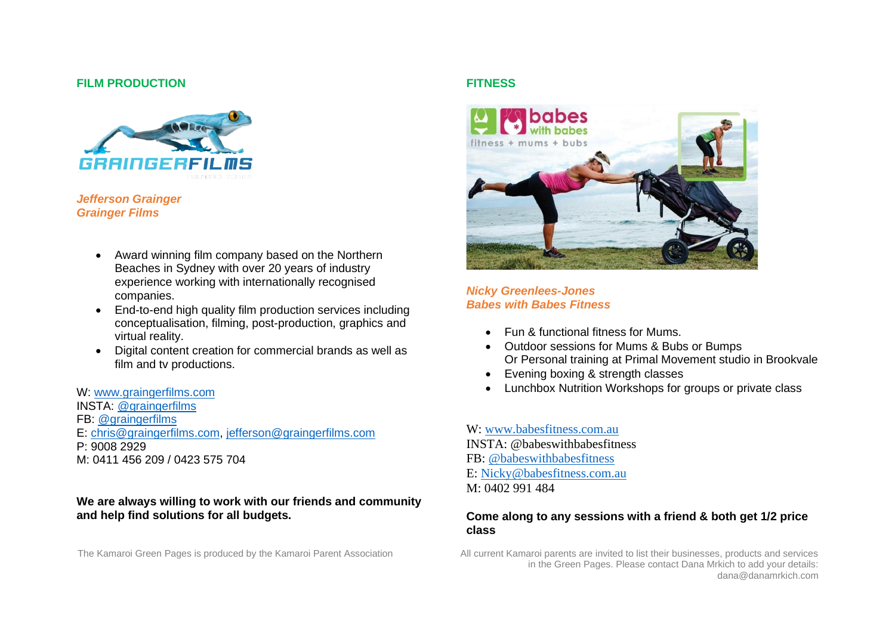## FILM PRODUCTION

***Jefferson Grainger***
***Grainger Films***

- Award winning film company based on the Northern Beaches in Sydney with over 20 years of industry experience working with internationally recognised companies.
- End-to-end high quality film production services including conceptualisation, filming, post-production, graphics and virtual reality.
- Digital content creation for commercial brands as well as film and tv productions.

W: www.graingerfilms.com
INSTA: @graingerfilms
FB: @graingerfilms
E: chris@graingerfilms.com, jefferson@graingerfilms.com
P: 9008 2929
M: 0411 456 209 / 0423 575 704

**We are always willing to work with our friends and community and help find solutions for all budgets.**

## FITNESS

***Nicky Greenlees-Jones***
***Babes with Babes Fitness***

- Fun & functional fitness for Mums.
- Outdoor sessions for Mums & Bubs or Bumps
  Or Personal training at Primal Movement studio in Brookvale
- Evening boxing & strength classes
- Lunchbox Nutrition Workshops for groups or private class

W: www.babesfitness.com.au
INSTA: @babeswithbabesfitness
FB: @babeswithbabesfitness
E: Nicky@babesfitness.com.au
M: 0402 991 484

**Come along to any sessions with a friend & both get 1/2 price class**

The Kamaroi Green Pages is produced by the Kamaroi Parent Association

All current Kamaroi parents are invited to list their businesses, products and services in the Green Pages. Please contact Dana Mrkich to add your details: dana@danamrkich.com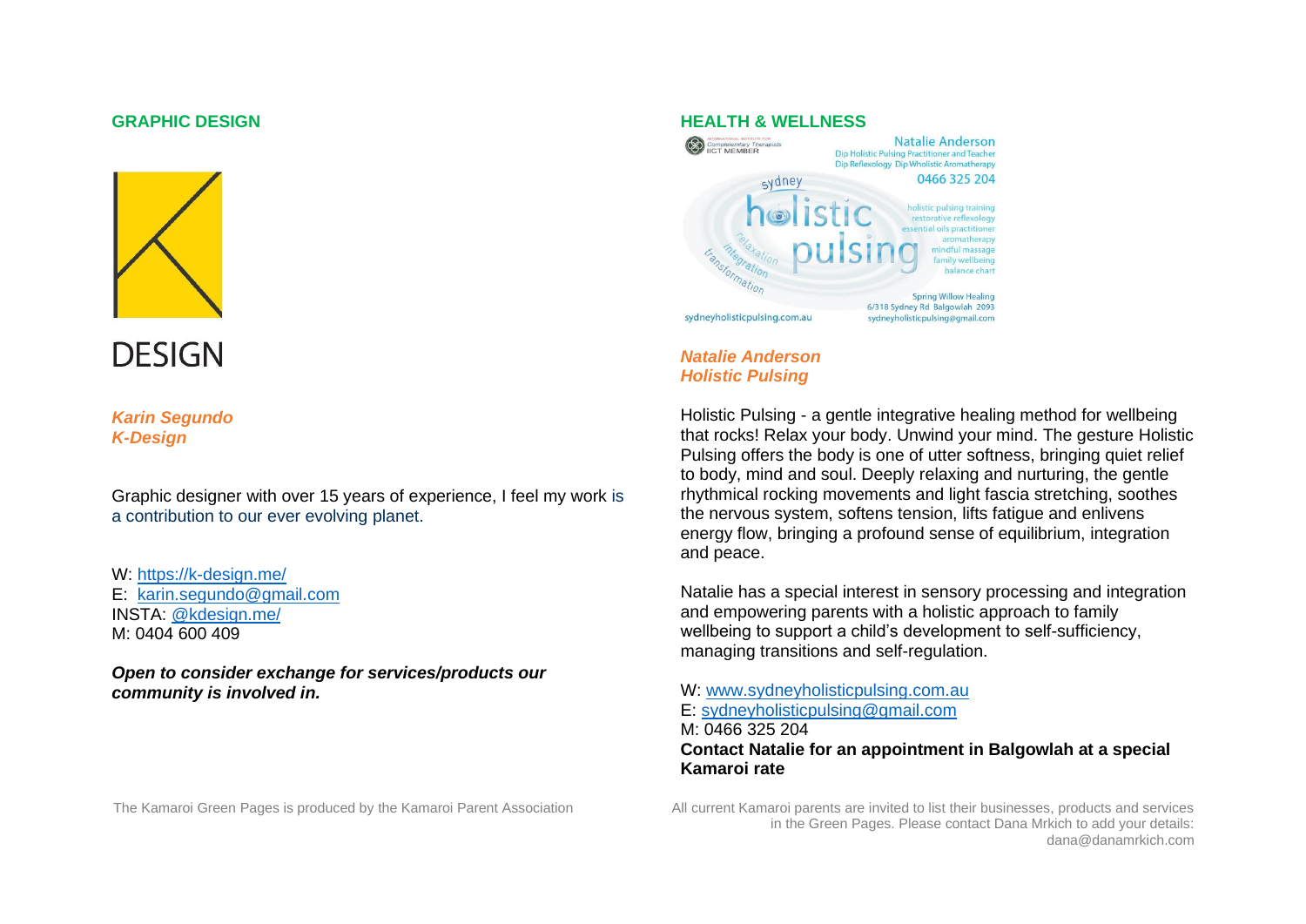## GRAPHIC DESIGN

DESIGN

***Karin Segundo***
***K-Design***

Graphic designer with over 15 years of experience, I feel my work is a contribution to our ever evolving planet.

W: https://k-design.me/
E: karin.segundo@gmail.com
INSTA: @kdesign.me/
M: 0404 600 409

***Open to consider exchange for services/products our community is involved in.***

## HEALTH & WELLNESS

IICT MEMBER

Natalie Anderson
Dip Holistic Pulsing Practitioner and Teacher
Dip Reflexology Dip Wholistic Aromatherapy
0466 325 204

sydney holistic pulsing

relaxation integration transformation

holistic pulsing training
restorative reflexology
essential oils practitioner
aromatherapy
mindful massage
family wellbeing
balance chart

Spring Willow Healing
6/318 Sydney Rd Balgowlah 2093
sydneyholisticpulsing@gmail.com

sydneyholisticpulsing.com.au

***Natalie Anderson***
***Holistic Pulsing***

Holistic Pulsing - a gentle integrative healing method for wellbeing that rocks! Relax your body. Unwind your mind. The gesture Holistic Pulsing offers the body is one of utter softness, bringing quiet relief to body, mind and soul. Deeply relaxing and nurturing, the gentle rhythmical rocking movements and light fascia stretching, soothes the nervous system, softens tension, lifts fatigue and enlivens energy flow, bringing a profound sense of equilibrium, integration and peace.

Natalie has a special interest in sensory processing and integration and empowering parents with a holistic approach to family wellbeing to support a child's development to self-sufficiency, managing transitions and self-regulation.

W: www.sydneyholisticpulsing.com.au
E: sydneyholisticpulsing@gmail.com
M: 0466 325 204
**Contact Natalie for an appointment in Balgowlah at a special Kamaroi rate**

The Kamaroi Green Pages is produced by the Kamaroi Parent Association

All current Kamaroi parents are invited to list their businesses, products and services in the Green Pages. Please contact Dana Mrkich to add your details: dana@danamrkich.com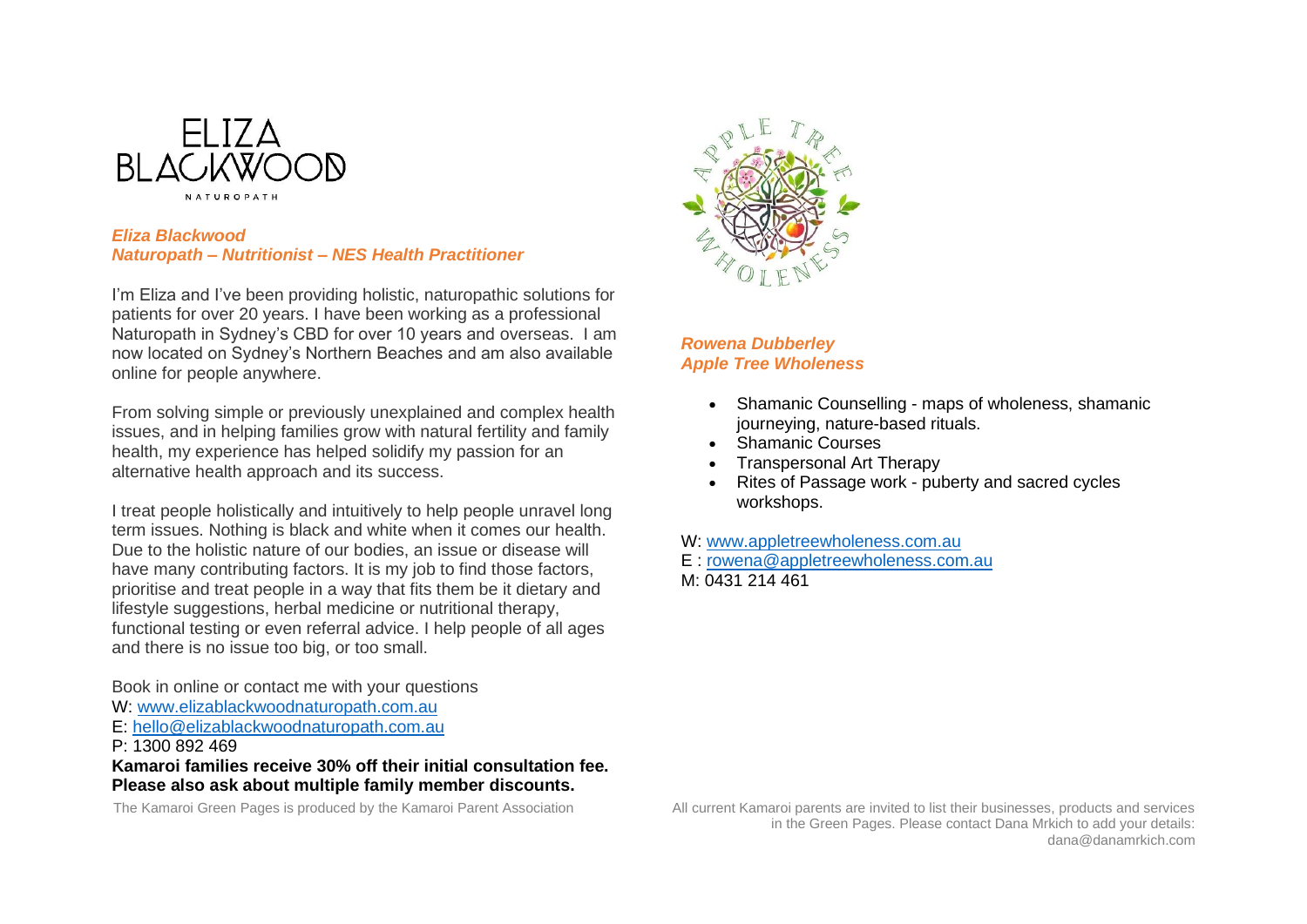ELIZA BLACKWOOD
NATUROPATH

***Eliza Blackwood***
***Naturopath – Nutritionist – NES Health Practitioner***

I'm Eliza and I've been providing holistic, naturopathic solutions for patients for over 20 years. I have been working as a professional Naturopath in Sydney's CBD for over 10 years and overseas. I am now located on Sydney's Northern Beaches and am also available online for people anywhere.

From solving simple or previously unexplained and complex health issues, and in helping families grow with natural fertility and family health, my experience has helped solidify my passion for an alternative health approach and its success.

I treat people holistically and intuitively to help people unravel long term issues. Nothing is black and white when it comes our health. Due to the holistic nature of our bodies, an issue or disease will have many contributing factors. It is my job to find those factors, prioritise and treat people in a way that fits them be it dietary and lifestyle suggestions, herbal medicine or nutritional therapy, functional testing or even referral advice. I help people of all ages and there is no issue too big, or too small.

Book in online or contact me with your questions
W: www.elizablackwoodnaturopath.com.au
E: hello@elizablackwoodnaturopath.com.au
P: 1300 892 469
**Kamaroi families receive 30% off their initial consultation fee. Please also ask about multiple family member discounts.**

APPLE TREE WHOLENESS

***Rowena Dubberley***
***Apple Tree Wholeness***

- Shamanic Counselling - maps of wholeness, shamanic journeying, nature-based rituals.
- Shamanic Courses
- Transpersonal Art Therapy
- Rites of Passage work - puberty and sacred cycles workshops.

W: www.appletreewholeness.com.au
E : rowena@appletreewholeness.com.au
M: 0431 214 461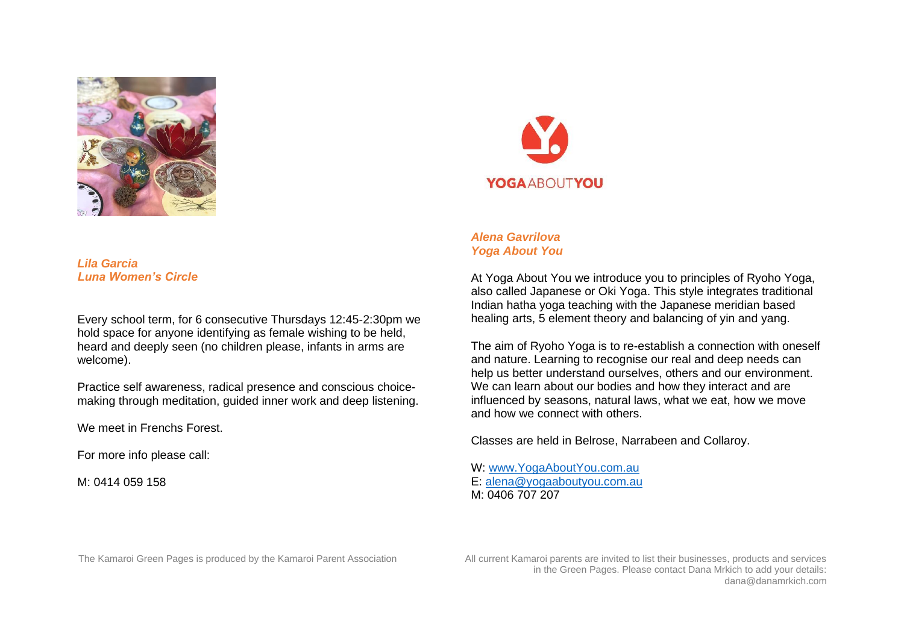***Lila Garcia***
***Luna Women's Circle***

Every school term, for 6 consecutive Thursdays 12:45-2:30pm we hold space for anyone identifying as female wishing to be held, heard and deeply seen (no children please, infants in arms are welcome).

Practice self awareness, radical presence and conscious choice-making through meditation, guided inner work and deep listening.

We meet in Frenchs Forest.

For more info please call:

M: 0414 059 158

YOGAABOUTYOU

***Alena Gavrilova***
***Yoga About You***

At Yoga About You we introduce you to principles of Ryoho Yoga, also called Japanese or Oki Yoga. This style integrates traditional Indian hatha yoga teaching with the Japanese meridian based healing arts, 5 element theory and balancing of yin and yang.

The aim of Ryoho Yoga is to re-establish a connection with oneself and nature. Learning to recognise our real and deep needs can help us better understand ourselves, others and our environment. We can learn about our bodies and how they interact and are influenced by seasons, natural laws, what we eat, how we move and how we connect with others.

Classes are held in Belrose, Narrabeen and Collaroy.

W: www.YogaAboutYou.com.au
E: alena@yogaaboutyou.com.au
M: 0406 707 207

The Kamaroi Green Pages is produced by the Kamaroi Parent Association

All current Kamaroi parents are invited to list their businesses, products and services in the Green Pages. Please contact Dana Mrkich to add your details: dana@danamrkich.com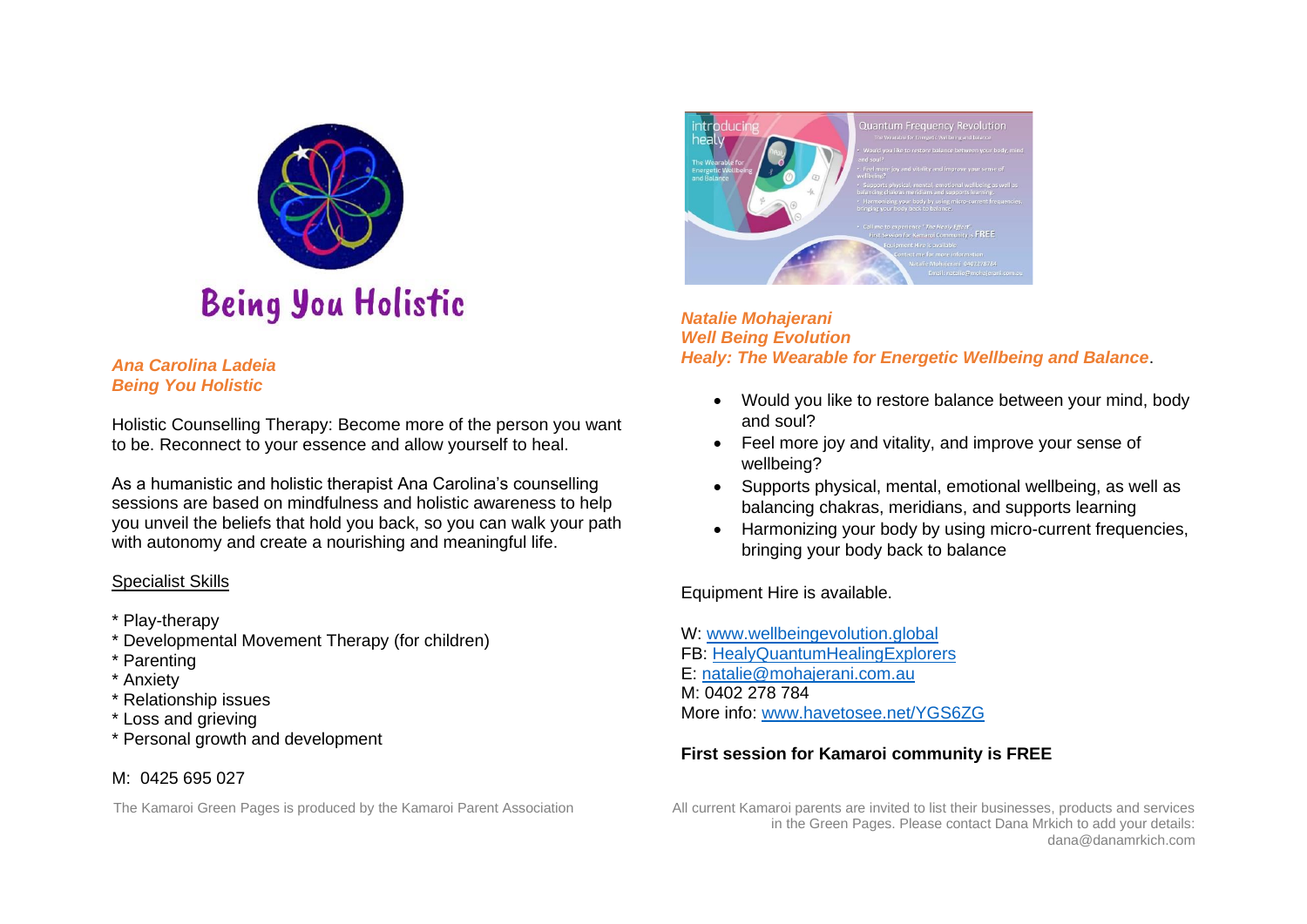# Being You Holistic

***Ana Carolina Ladeia***
***Being You Holistic***

Holistic Counselling Therapy: Become more of the person you want to be. Reconnect to your essence and allow yourself to heal.

As a humanistic and holistic therapist Ana Carolina's counselling sessions are based on mindfulness and holistic awareness to help you unveil the beliefs that hold you back, so you can walk your path with autonomy and create a nourishing and meaningful life.

Specialist Skills

* Play-therapy
* Developmental Movement Therapy (for children)
* Parenting
* Anxiety
* Relationship issues
* Loss and grieving
* Personal growth and development

M: 0425 695 027

***Natalie Mohajerani***
***Well Being Evolution***
***Healy: The Wearable for Energetic Wellbeing and Balance***.

- Would you like to restore balance between your mind, body and soul?
- Feel more joy and vitality, and improve your sense of wellbeing?
- Supports physical, mental, emotional wellbeing, as well as balancing chakras, meridians, and supports learning
- Harmonizing your body by using micro-current frequencies, bringing your body back to balance

Equipment Hire is available.

W: www.wellbeingevolution.global
FB: HealyQuantumHealingExplorers
E: natalie@mohajerani.com.au
M: 0402 278 784
More info: www.havetosee.net/YGS6ZG

**First session for Kamaroi community is FREE**

The Kamaroi Green Pages is produced by the Kamaroi Parent Association

All current Kamaroi parents are invited to list their businesses, products and services in the Green Pages. Please contact Dana Mrkich to add your details: dana@danamrkich.com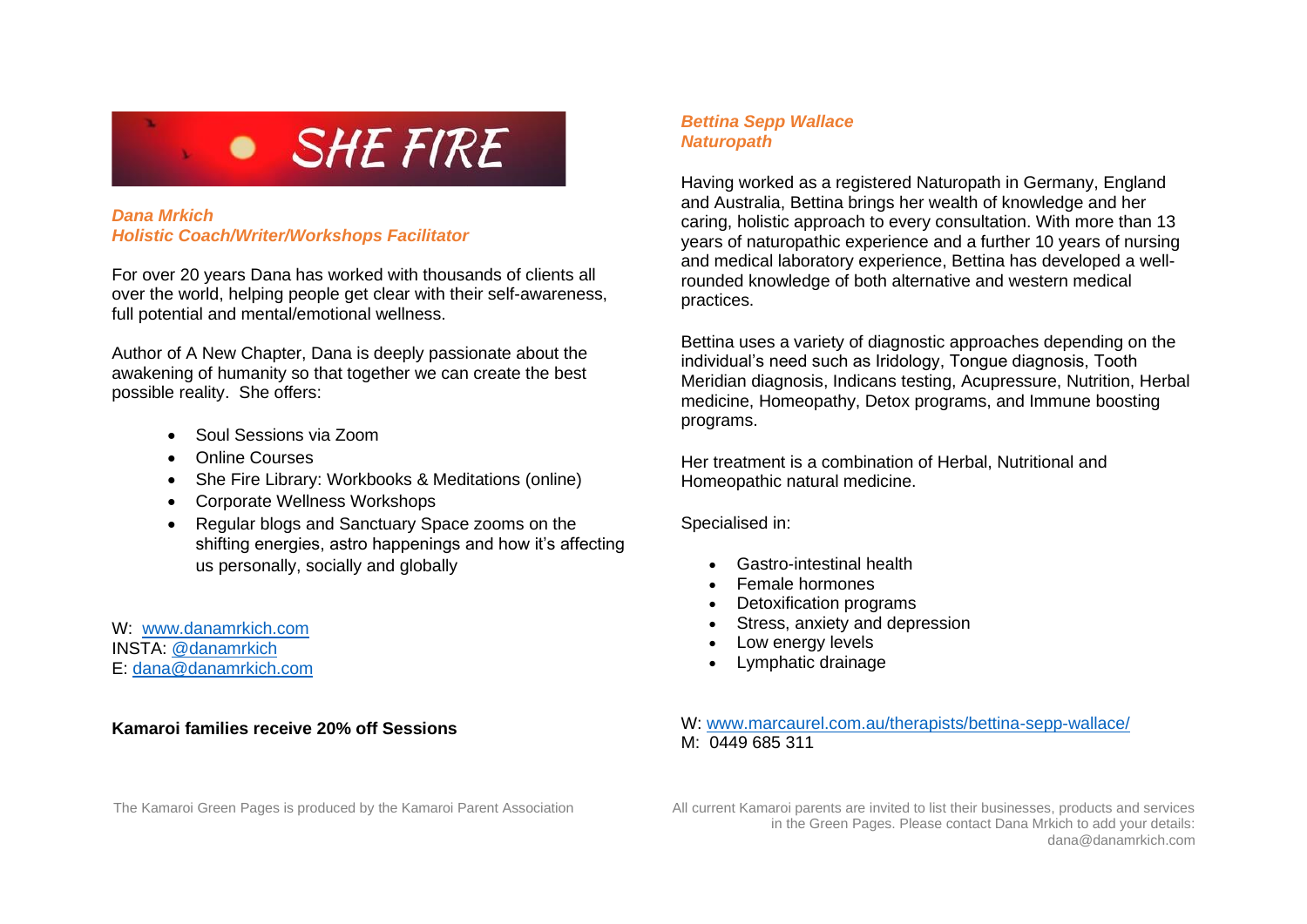SHE FIRE

***Dana Mrkich***
***Holistic Coach/Writer/Workshops Facilitator***

For over 20 years Dana has worked with thousands of clients all over the world, helping people get clear with their self-awareness, full potential and mental/emotional wellness.

Author of A New Chapter, Dana is deeply passionate about the awakening of humanity so that together we can create the best possible reality. She offers:

- Soul Sessions via Zoom
- Online Courses
- She Fire Library: Workbooks & Meditations (online)
- Corporate Wellness Workshops
- Regular blogs and Sanctuary Space zooms on the shifting energies, astro happenings and how it's affecting us personally, socially and globally

W: [www.danamrkich.com](http://www.danamrkich.com)
INSTA: [@danamrkich](https://www.instagram.com/danamrkich)
E: [dana@danamrkich.com](mailto:dana@danamrkich.com)

**Kamaroi families receive 20% off Sessions**

***Bettina Sepp Wallace***
***Naturopath***

Having worked as a registered Naturopath in Germany, England and Australia, Bettina brings her wealth of knowledge and her caring, holistic approach to every consultation. With more than 13 years of naturopathic experience and a further 10 years of nursing and medical laboratory experience, Bettina has developed a well-rounded knowledge of both alternative and western medical practices.

Bettina uses a variety of diagnostic approaches depending on the individual's need such as Iridology, Tongue diagnosis, Tooth Meridian diagnosis, Indicans testing, Acupressure, Nutrition, Herbal medicine, Homeopathy, Detox programs, and Immune boosting programs.

Her treatment is a combination of Herbal, Nutritional and Homeopathic natural medicine.

Specialised in:

- Gastro-intestinal health
- Female hormones
- Detoxification programs
- Stress, anxiety and depression
- Low energy levels
- Lymphatic drainage

W: [www.marcaurel.com.au/therapists/bettina-sepp-wallace/](http://www.marcaurel.com.au/therapists/bettina-sepp-wallace/)
M: 0449 685 311

The Kamaroi Green Pages is produced by the Kamaroi Parent Association

All current Kamaroi parents are invited to list their businesses, products and services in the Green Pages. Please contact Dana Mrkich to add your details: dana@danamrkich.com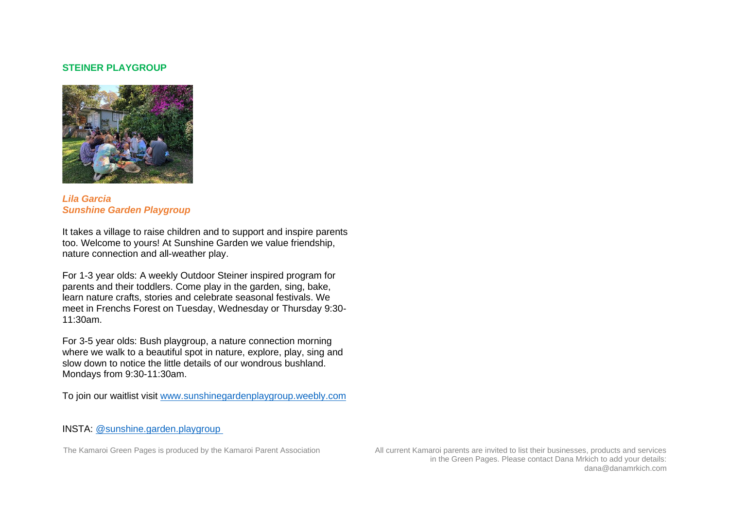## STEINER PLAYGROUP

***Lila Garcia***
***Sunshine Garden Playgroup***

It takes a village to raise children and to support and inspire parents too. Welcome to yours! At Sunshine Garden we value friendship, nature connection and all-weather play.

For 1-3 year olds: A weekly Outdoor Steiner inspired program for parents and their toddlers. Come play in the garden, sing, bake, learn nature crafts, stories and celebrate seasonal festivals. We meet in Frenchs Forest on Tuesday, Wednesday or Thursday 9:30-11:30am.

For 3-5 year olds: Bush playgroup, a nature connection morning where we walk to a beautiful spot in nature, explore, play, sing and slow down to notice the little details of our wondrous bushland. Mondays from 9:30-11:30am.

To join our waitlist visit www.sunshinegardenplaygroup.weebly.com

INSTA: @sunshine.garden.playgroup

The Kamaroi Green Pages is produced by the Kamaroi Parent Association

All current Kamaroi parents are invited to list their businesses, products and services in the Green Pages. Please contact Dana Mrkich to add your details: dana@danamrkich.com